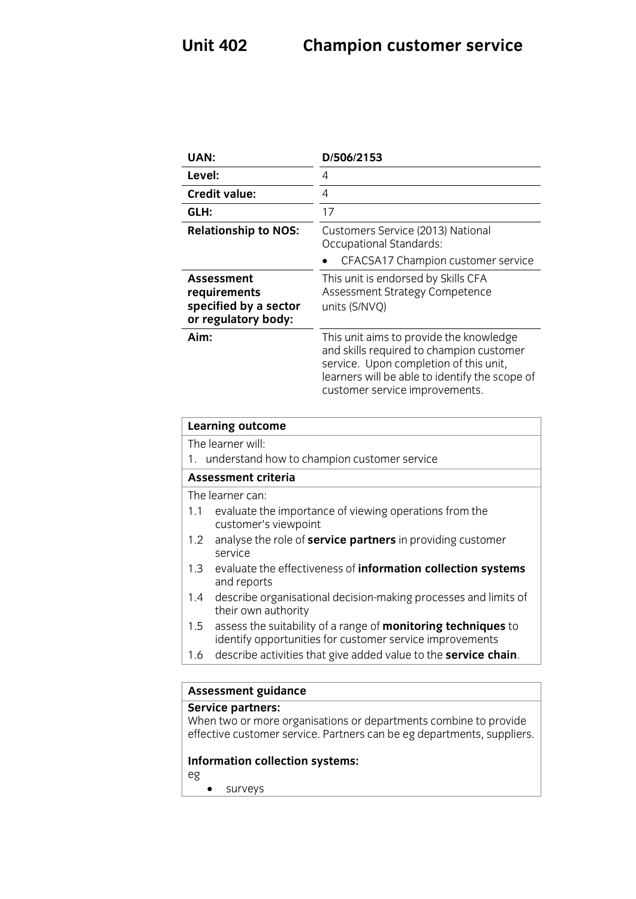# Unit 402 Champion customer service

| | |
|---|---|
| **UAN:** | **D/506/2153** |
| **Level:** | 4 |
| **Credit value:** | 4 |
| **GLH:** | 17 |
| **Relationship to NOS:** | Customers Service (2013) National Occupational Standards: • CFACSA17 Champion customer service |
| **Assessment requirements specified by a sector or regulatory body:** | This unit is endorsed by Skills CFA Assessment Strategy Competence units (S/NVQ) |
| **Aim:** | This unit aims to provide the knowledge and skills required to champion customer service. Upon completion of this unit, learners will be able to identify the scope of customer service improvements. |

**Learning outcome**

The learner will:

1. understand how to champion customer service

**Assessment criteria**

The learner can:

1.1 evaluate the importance of viewing operations from the customer's viewpoint

1.2 analyse the role of **service partners** in providing customer service

1.3 evaluate the effectiveness of **information collection systems** and reports

1.4 describe organisational decision-making processes and limits of their own authority

1.5 assess the suitability of a range of **monitoring techniques** to identify opportunities for customer service improvements

1.6 describe activities that give added value to the **service chain**.

**Assessment guidance**

**Service partners:**
When two or more organisations or departments combine to provide effective customer service. Partners can be eg departments, suppliers.

**Information collection systems:**
eg

- surveys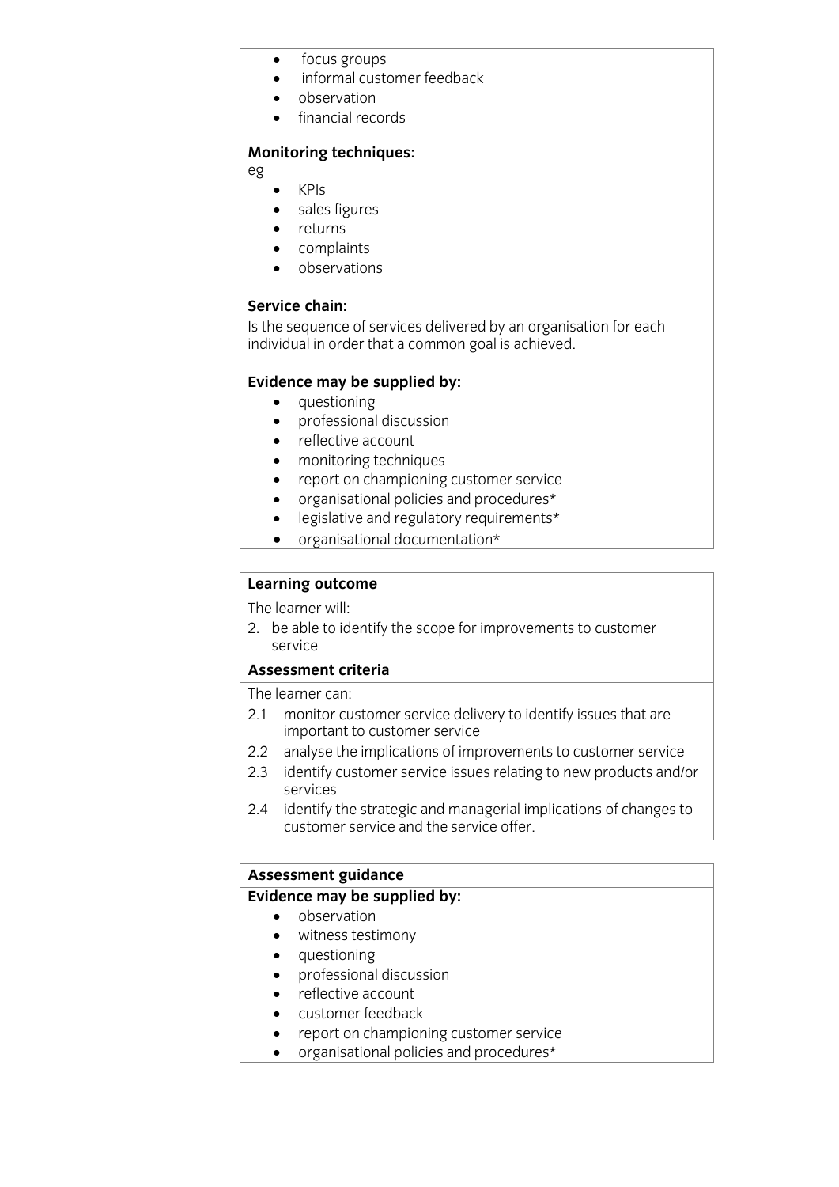- focus groups
- informal customer feedback
- observation
- financial records

**Monitoring techniques:**

eg

- KPIs
- sales figures
- returns
- complaints
- observations

**Service chain:**

Is the sequence of services delivered by an organisation for each individual in order that a common goal is achieved.

**Evidence may be supplied by:**

- questioning
- professional discussion
- reflective account
- monitoring techniques
- report on championing customer service
- organisational policies and procedures*
- legislative and regulatory requirements*
- organisational documentation*

**Learning outcome**

The learner will:

2. be able to identify the scope for improvements to customer service

**Assessment criteria**

The learner can:

2.1 monitor customer service delivery to identify issues that are important to customer service

2.2 analyse the implications of improvements to customer service

2.3 identify customer service issues relating to new products and/or services

2.4 identify the strategic and managerial implications of changes to customer service and the service offer.

**Assessment guidance**

**Evidence may be supplied by:**

- observation
- witness testimony
- questioning
- professional discussion
- reflective account
- customer feedback
- report on championing customer service
- organisational policies and procedures*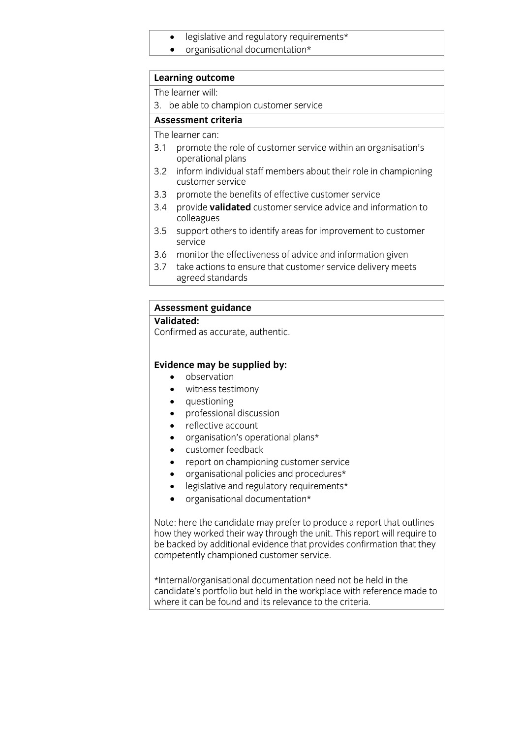- legislative and regulatory requirements*
- organisational documentation*

**Learning outcome**

The learner will:

3. be able to champion customer service

**Assessment criteria**

The learner can:

3.1 promote the role of customer service within an organisation's operational plans

3.2 inform individual staff members about their role in championing customer service

3.3 promote the benefits of effective customer service

3.4 provide **validated** customer service advice and information to colleagues

3.5 support others to identify areas for improvement to customer service

3.6 monitor the effectiveness of advice and information given

3.7 take actions to ensure that customer service delivery meets agreed standards

**Assessment guidance**

**Validated:**
Confirmed as accurate, authentic.

**Evidence may be supplied by:**

- observation
- witness testimony
- questioning
- professional discussion
- reflective account
- organisation's operational plans*
- customer feedback
- report on championing customer service
- organisational policies and procedures*
- legislative and regulatory requirements*
- organisational documentation*

Note: here the candidate may prefer to produce a report that outlines how they worked their way through the unit. This report will require to be backed by additional evidence that provides confirmation that they competently championed customer service.

*Internal/organisational documentation need not be held in the candidate's portfolio but held in the workplace with reference made to where it can be found and its relevance to the criteria.